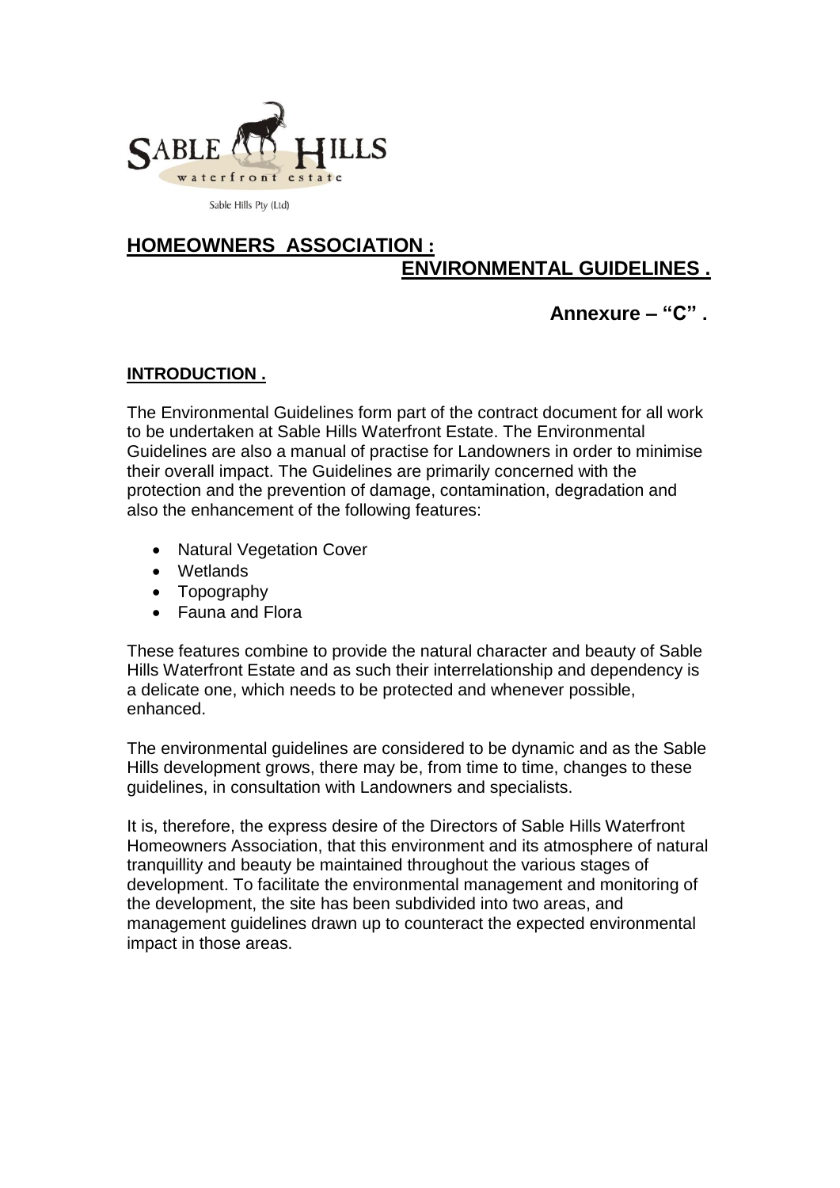SABLE HILLS
waterfront estate

Sable Hills Pty (Ltd)

# HOMEOWNERS ASSOCIATION : ENVIRONMENTAL GUIDELINES .

**Annexure – "C" .**

## INTRODUCTION .

The Environmental Guidelines form part of the contract document for all work to be undertaken at Sable Hills Waterfront Estate. The Environmental Guidelines are also a manual of practise for Landowners in order to minimise their overall impact. The Guidelines are primarily concerned with the protection and the prevention of damage, contamination, degradation and also the enhancement of the following features:

- Natural Vegetation Cover
- Wetlands
- Topography
- Fauna and Flora

These features combine to provide the natural character and beauty of Sable Hills Waterfront Estate and as such their interrelationship and dependency is a delicate one, which needs to be protected and whenever possible, enhanced.

The environmental guidelines are considered to be dynamic and as the Sable Hills development grows, there may be, from time to time, changes to these guidelines, in consultation with Landowners and specialists.

It is, therefore, the express desire of the Directors of Sable Hills Waterfront Homeowners Association, that this environment and its atmosphere of natural tranquillity and beauty be maintained throughout the various stages of development. To facilitate the environmental management and monitoring of the development, the site has been subdivided into two areas, and management guidelines drawn up to counteract the expected environmental impact in those areas.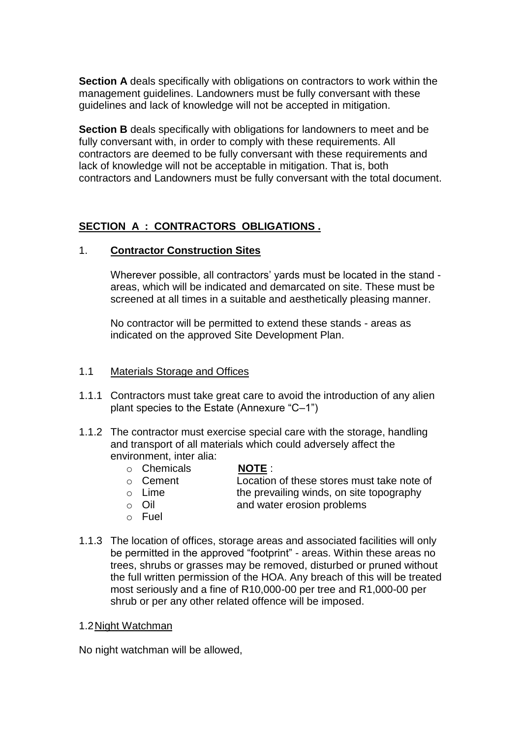**Section A** deals specifically with obligations on contractors to work within the management guidelines. Landowners must be fully conversant with these guidelines and lack of knowledge will not be accepted in mitigation.

**Section B** deals specifically with obligations for landowners to meet and be fully conversant with, in order to comply with these requirements. All contractors are deemed to be fully conversant with these requirements and lack of knowledge will not be acceptable in mitigation. That is, both contractors and Landowners must be fully conversant with the total document.

## SECTION A : CONTRACTORS OBLIGATIONS .

### 1. Contractor Construction Sites

Wherever possible, all contractors' yards must be located in the stand - areas, which will be indicated and demarcated on site. These must be screened at all times in a suitable and aesthetically pleasing manner.

No contractor will be permitted to extend these stands - areas as indicated on the approved Site Development Plan.

### 1.1 Materials Storage and Offices

1.1.1 Contractors must take great care to avoid the introduction of any alien plant species to the Estate (Annexure "C–1")

1.1.2 The contractor must exercise special care with the storage, handling and transport of all materials which could adversely affect the environment, inter alia:

- Chemicals
- Cement
- Lime
- Oil
- Fuel

**NOTE** : Location of these stores must take note of the prevailing winds, on site topography and water erosion problems

1.1.3 The location of offices, storage areas and associated facilities will only be permitted in the approved "footprint" - areas. Within these areas no trees, shrubs or grasses may be removed, disturbed or pruned without the full written permission of the HOA. Any breach of this will be treated most seriously and a fine of R10,000-00 per tree and R1,000-00 per shrub or per any other related offence will be imposed.

### 1.2 Night Watchman

No night watchman will be allowed,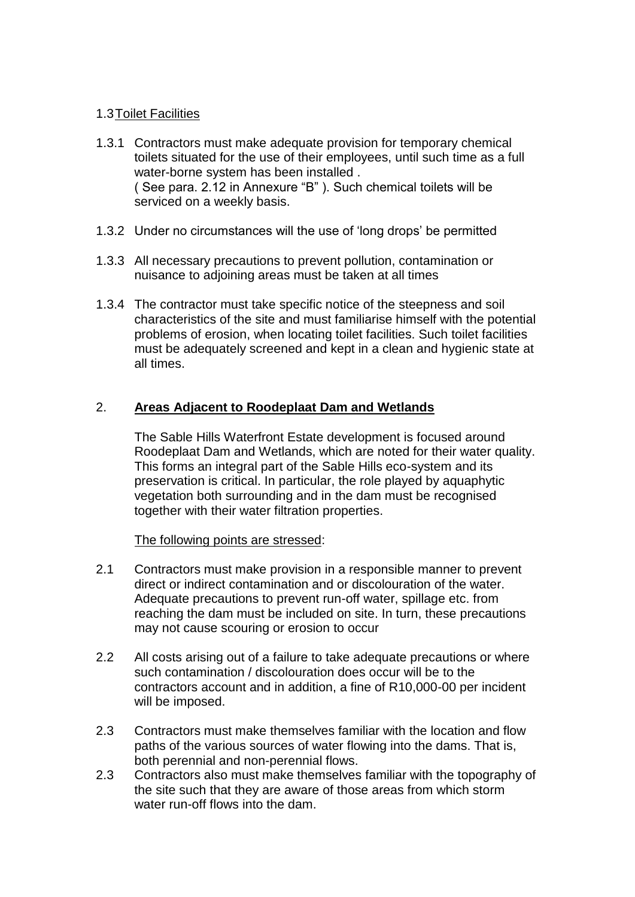### 1.3 Toilet Facilities

1.3.1 Contractors must make adequate provision for temporary chemical toilets situated for the use of their employees, until such time as a full water-borne system has been installed . ( See para. 2.12 in Annexure "B" ). Such chemical toilets will be serviced on a weekly basis.

1.3.2 Under no circumstances will the use of 'long drops' be permitted

1.3.3 All necessary precautions to prevent pollution, contamination or nuisance to adjoining areas must be taken at all times

1.3.4 The contractor must take specific notice of the steepness and soil characteristics of the site and must familiarise himself with the potential problems of erosion, when locating toilet facilities. Such toilet facilities must be adequately screened and kept in a clean and hygienic state at all times.

## 2. Areas Adjacent to Roodeplaat Dam and Wetlands

The Sable Hills Waterfront Estate development is focused around Roodeplaat Dam and Wetlands, which are noted for their water quality. This forms an integral part of the Sable Hills eco-system and its preservation is critical. In particular, the role played by aquaphytic vegetation both surrounding and in the dam must be recognised together with their water filtration properties.

The following points are stressed:

2.1 Contractors must make provision in a responsible manner to prevent direct or indirect contamination and or discolouration of the water. Adequate precautions to prevent run-off water, spillage etc. from reaching the dam must be included on site. In turn, these precautions may not cause scouring or erosion to occur

2.2 All costs arising out of a failure to take adequate precautions or where such contamination / discolouration does occur will be to the contractors account and in addition, a fine of R10,000-00 per incident will be imposed.

2.3 Contractors must make themselves familiar with the location and flow paths of the various sources of water flowing into the dams. That is, both perennial and non-perennial flows.

2.3 Contractors also must make themselves familiar with the topography of the site such that they are aware of those areas from which storm water run-off flows into the dam.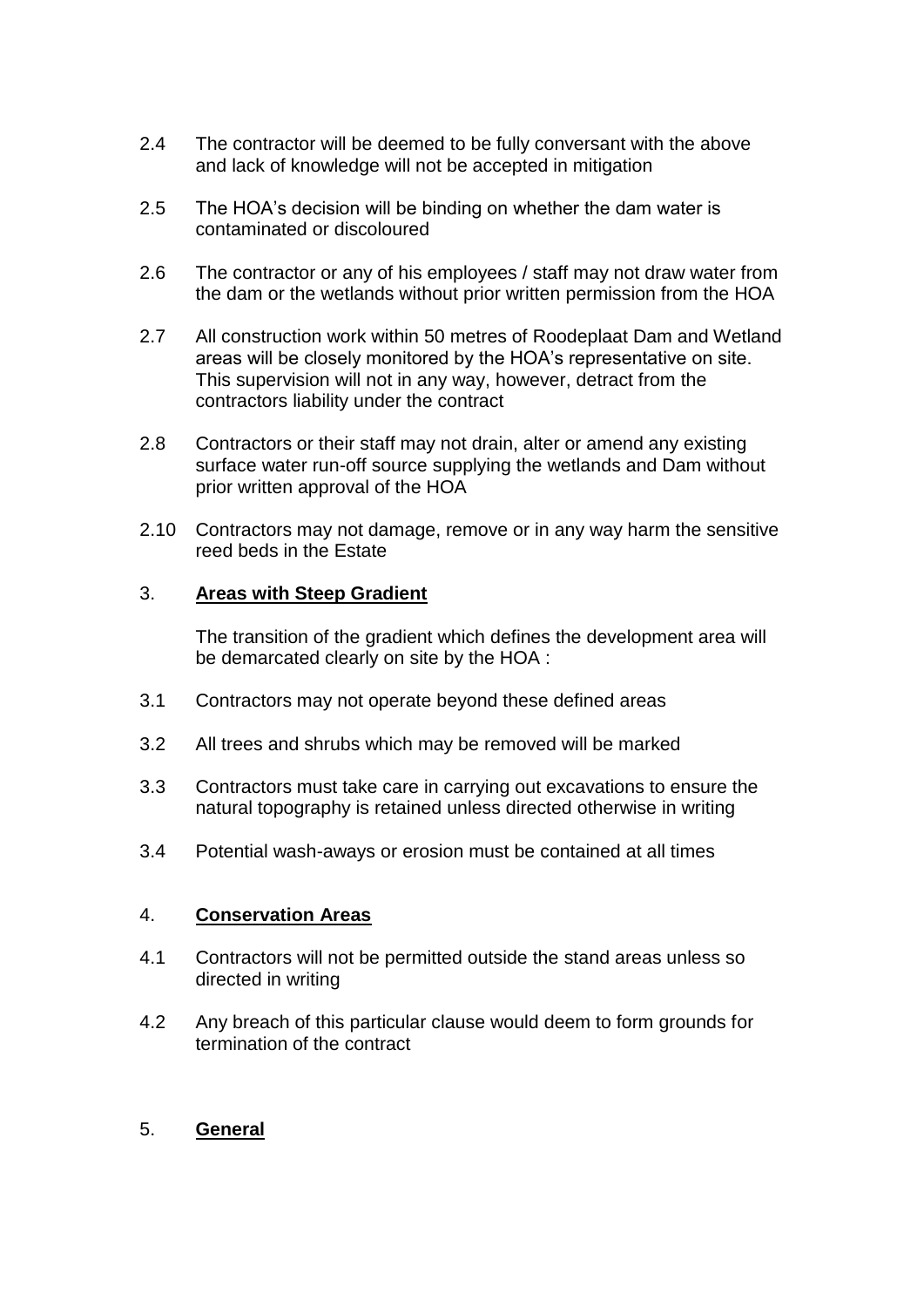2.4 The contractor will be deemed to be fully conversant with the above and lack of knowledge will not be accepted in mitigation

2.5 The HOA's decision will be binding on whether the dam water is contaminated or discoloured

2.6 The contractor or any of his employees / staff may not draw water from the dam or the wetlands without prior written permission from the HOA

2.7 All construction work within 50 metres of Roodeplaat Dam and Wetland areas will be closely monitored by the HOA's representative on site. This supervision will not in any way, however, detract from the contractors liability under the contract

2.8 Contractors or their staff may not drain, alter or amend any existing surface water run-off source supplying the wetlands and Dam without prior written approval of the HOA

2.10 Contractors may not damage, remove or in any way harm the sensitive reed beds in the Estate

## 3. **Areas with Steep Gradient**

The transition of the gradient which defines the development area will be demarcated clearly on site by the HOA :

3.1 Contractors may not operate beyond these defined areas

3.2 All trees and shrubs which may be removed will be marked

3.3 Contractors must take care in carrying out excavations to ensure the natural topography is retained unless directed otherwise in writing

3.4 Potential wash-aways or erosion must be contained at all times

## 4. **Conservation Areas**

4.1 Contractors will not be permitted outside the stand areas unless so directed in writing

4.2 Any breach of this particular clause would deem to form grounds for termination of the contract

## 5. **General**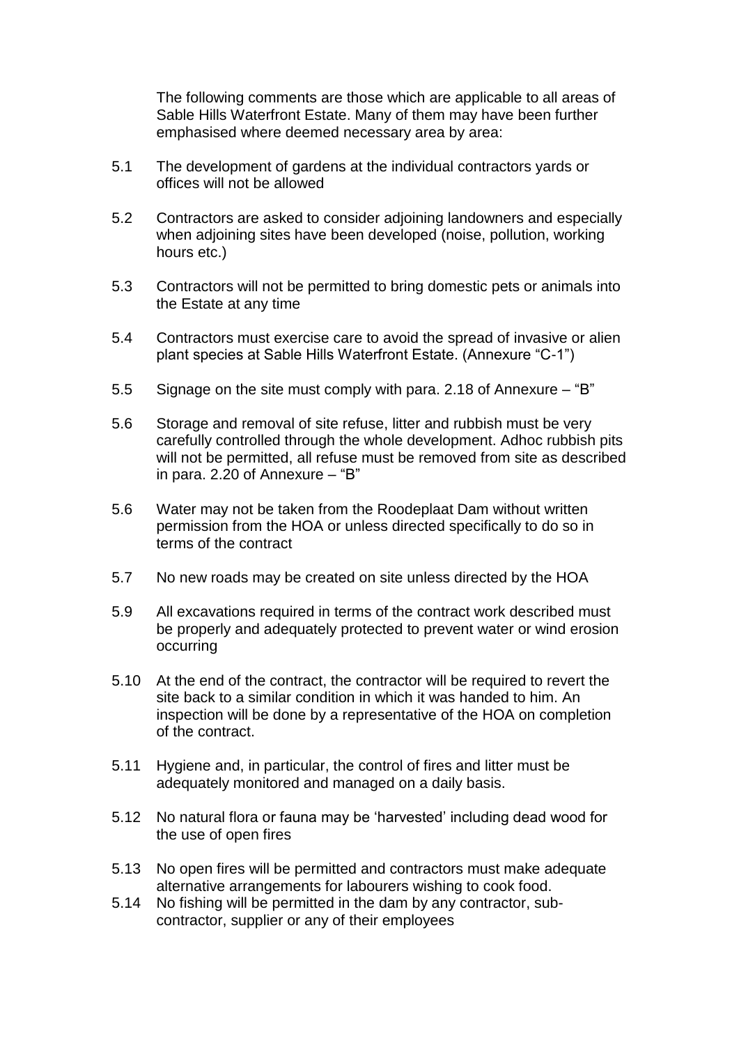The following comments are those which are applicable to all areas of Sable Hills Waterfront Estate. Many of them may have been further emphasised where deemed necessary area by area:

5.1 The development of gardens at the individual contractors yards or offices will not be allowed

5.2 Contractors are asked to consider adjoining landowners and especially when adjoining sites have been developed (noise, pollution, working hours etc.)

5.3 Contractors will not be permitted to bring domestic pets or animals into the Estate at any time

5.4 Contractors must exercise care to avoid the spread of invasive or alien plant species at Sable Hills Waterfront Estate. (Annexure "C-1")

5.5 Signage on the site must comply with para. 2.18 of Annexure – "B"

5.6 Storage and removal of site refuse, litter and rubbish must be very carefully controlled through the whole development. Adhoc rubbish pits will not be permitted, all refuse must be removed from site as described in para. 2.20 of Annexure – "B"

5.6 Water may not be taken from the Roodeplaat Dam without written permission from the HOA or unless directed specifically to do so in terms of the contract

5.7 No new roads may be created on site unless directed by the HOA

5.9 All excavations required in terms of the contract work described must be properly and adequately protected to prevent water or wind erosion occurring

5.10 At the end of the contract, the contractor will be required to revert the site back to a similar condition in which it was handed to him. An inspection will be done by a representative of the HOA on completion of the contract.

5.11 Hygiene and, in particular, the control of fires and litter must be adequately monitored and managed on a daily basis.

5.12 No natural flora or fauna may be 'harvested' including dead wood for the use of open fires

5.13 No open fires will be permitted and contractors must make adequate alternative arrangements for labourers wishing to cook food.

5.14 No fishing will be permitted in the dam by any contractor, sub-contractor, supplier or any of their employees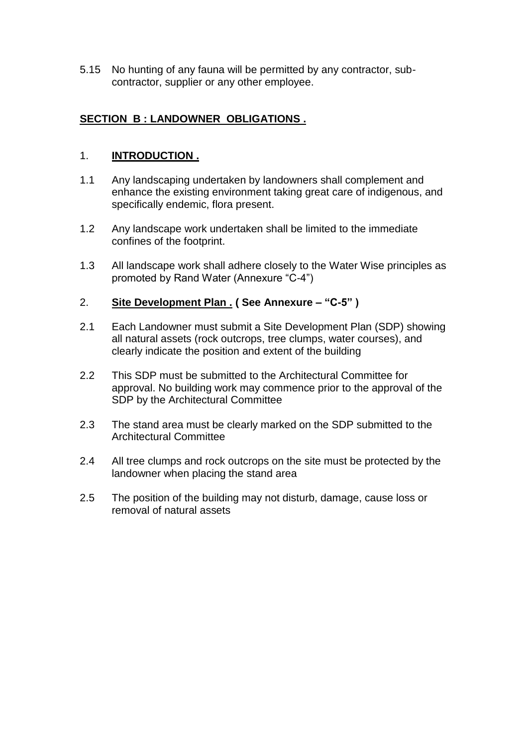5.15 No hunting of any fauna will be permitted by any contractor, sub-contractor, supplier or any other employee.

## SECTION B : LANDOWNER OBLIGATIONS .

### 1. INTRODUCTION .

1.1 Any landscaping undertaken by landowners shall complement and enhance the existing environment taking great care of indigenous, and specifically endemic, flora present.

1.2 Any landscape work undertaken shall be limited to the immediate confines of the footprint.

1.3 All landscape work shall adhere closely to the Water Wise principles as promoted by Rand Water (Annexure "C-4")

### 2. Site Development Plan . ( See Annexure – "C-5" )

2.1 Each Landowner must submit a Site Development Plan (SDP) showing all natural assets (rock outcrops, tree clumps, water courses), and clearly indicate the position and extent of the building

2.2 This SDP must be submitted to the Architectural Committee for approval. No building work may commence prior to the approval of the SDP by the Architectural Committee

2.3 The stand area must be clearly marked on the SDP submitted to the Architectural Committee

2.4 All tree clumps and rock outcrops on the site must be protected by the landowner when placing the stand area

2.5 The position of the building may not disturb, damage, cause loss or removal of natural assets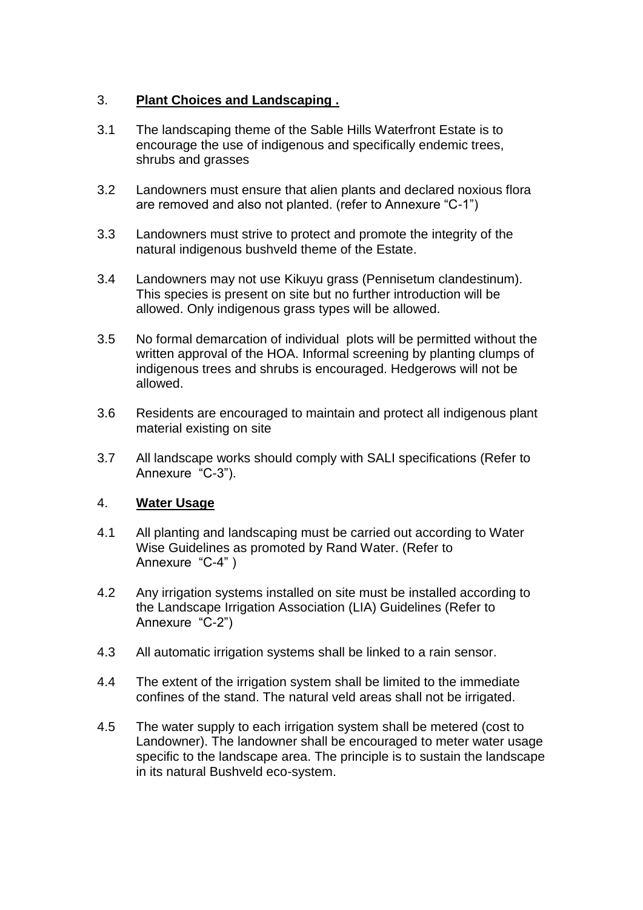## 3. **Plant Choices and Landscaping .**

3.1 The landscaping theme of the Sable Hills Waterfront Estate is to encourage the use of indigenous and specifically endemic trees, shrubs and grasses

3.2 Landowners must ensure that alien plants and declared noxious flora are removed and also not planted. (refer to Annexure "C-1")

3.3 Landowners must strive to protect and promote the integrity of the natural indigenous bushveld theme of the Estate.

3.4 Landowners may not use Kikuyu grass (Pennisetum clandestinum). This species is present on site but no further introduction will be allowed. Only indigenous grass types will be allowed.

3.5 No formal demarcation of individual plots will be permitted without the written approval of the HOA. Informal screening by planting clumps of indigenous trees and shrubs is encouraged. Hedgerows will not be allowed.

3.6 Residents are encouraged to maintain and protect all indigenous plant material existing on site

3.7 All landscape works should comply with SALI specifications (Refer to Annexure "C-3").

## 4. **Water Usage**

4.1 All planting and landscaping must be carried out according to Water Wise Guidelines as promoted by Rand Water. (Refer to Annexure "C-4" )

4.2 Any irrigation systems installed on site must be installed according to the Landscape Irrigation Association (LIA) Guidelines (Refer to Annexure "C-2")

4.3 All automatic irrigation systems shall be linked to a rain sensor.

4.4 The extent of the irrigation system shall be limited to the immediate confines of the stand. The natural veld areas shall not be irrigated.

4.5 The water supply to each irrigation system shall be metered (cost to Landowner). The landowner shall be encouraged to meter water usage specific to the landscape area. The principle is to sustain the landscape in its natural Bushveld eco-system.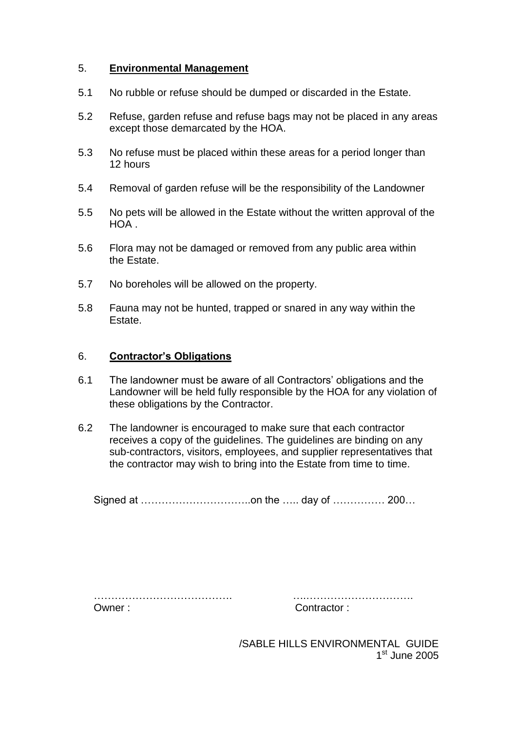## 5. **Environmental Management**

5.1 No rubble or refuse should be dumped or discarded in the Estate.

5.2 Refuse, garden refuse and refuse bags may not be placed in any areas except those demarcated by the HOA.

5.3 No refuse must be placed within these areas for a period longer than 12 hours

5.4 Removal of garden refuse will be the responsibility of the Landowner

5.5 No pets will be allowed in the Estate without the written approval of the HOA .

5.6 Flora may not be damaged or removed from any public area within the Estate.

5.7 No boreholes will be allowed on the property.

5.8 Fauna may not be hunted, trapped or snared in any way within the Estate.

## 6. **Contractor's Obligations**

6.1 The landowner must be aware of all Contractors' obligations and the Landowner will be held fully responsible by the HOA for any violation of these obligations by the Contractor.

6.2 The landowner is encouraged to make sure that each contractor receives a copy of the guidelines. The guidelines are binding on any sub-contractors, visitors, employees, and supplier representatives that the contractor may wish to bring into the Estate from time to time.

Signed at …………………………..on the ….. day of …………… 200…

…………………………………. ….…………………………

Owner : Contractor :

/SABLE HILLS ENVIRONMENTAL GUIDE
1st June 2005